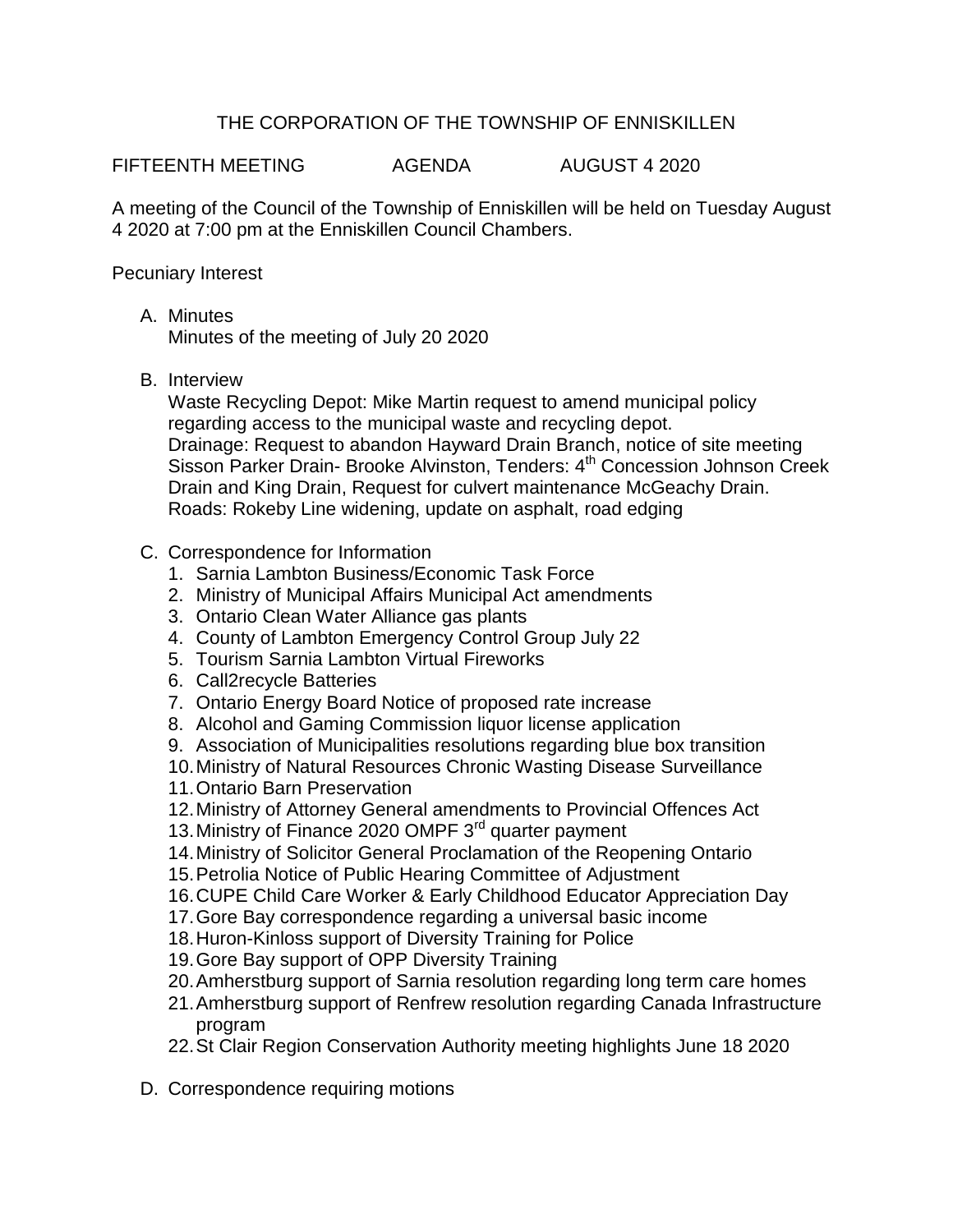# THE CORPORATION OF THE TOWNSHIP OF ENNISKILLEN

FIFTEENTH MEETING AGENDA AUGUST 4 2020

A meeting of the Council of the Township of Enniskillen will be held on Tuesday August 4 2020 at 7:00 pm at the Enniskillen Council Chambers.

Pecuniary Interest

A. Minutes
   Minutes of the meeting of July 20 2020

B. Interview
   Waste Recycling Depot: Mike Martin request to amend municipal policy regarding access to the municipal waste and recycling depot.
   Drainage: Request to abandon Hayward Drain Branch, notice of site meeting Sisson Parker Drain- Brooke Alvinston, Tenders: 4th Concession Johnson Creek Drain and King Drain, Request for culvert maintenance McGeachy Drain.
   Roads: Rokeby Line widening, update on asphalt, road edging

C. Correspondence for Information
   1. Sarnia Lambton Business/Economic Task Force
   2. Ministry of Municipal Affairs Municipal Act amendments
   3. Ontario Clean Water Alliance gas plants
   4. County of Lambton Emergency Control Group July 22
   5. Tourism Sarnia Lambton Virtual Fireworks
   6. Call2recycle Batteries
   7. Ontario Energy Board Notice of proposed rate increase
   8. Alcohol and Gaming Commission liquor license application
   9. Association of Municipalities resolutions regarding blue box transition
   10. Ministry of Natural Resources Chronic Wasting Disease Surveillance
   11. Ontario Barn Preservation
   12. Ministry of Attorney General amendments to Provincial Offences Act
   13. Ministry of Finance 2020 OMPF 3rd quarter payment
   14. Ministry of Solicitor General Proclamation of the Reopening Ontario
   15. Petrolia Notice of Public Hearing Committee of Adjustment
   16. CUPE Child Care Worker & Early Childhood Educator Appreciation Day
   17. Gore Bay correspondence regarding a universal basic income
   18. Huron-Kinloss support of Diversity Training for Police
   19. Gore Bay support of OPP Diversity Training
   20. Amherstburg support of Sarnia resolution regarding long term care homes
   21. Amherstburg support of Renfrew resolution regarding Canada Infrastructure program
   22. St Clair Region Conservation Authority meeting highlights June 18 2020

D. Correspondence requiring motions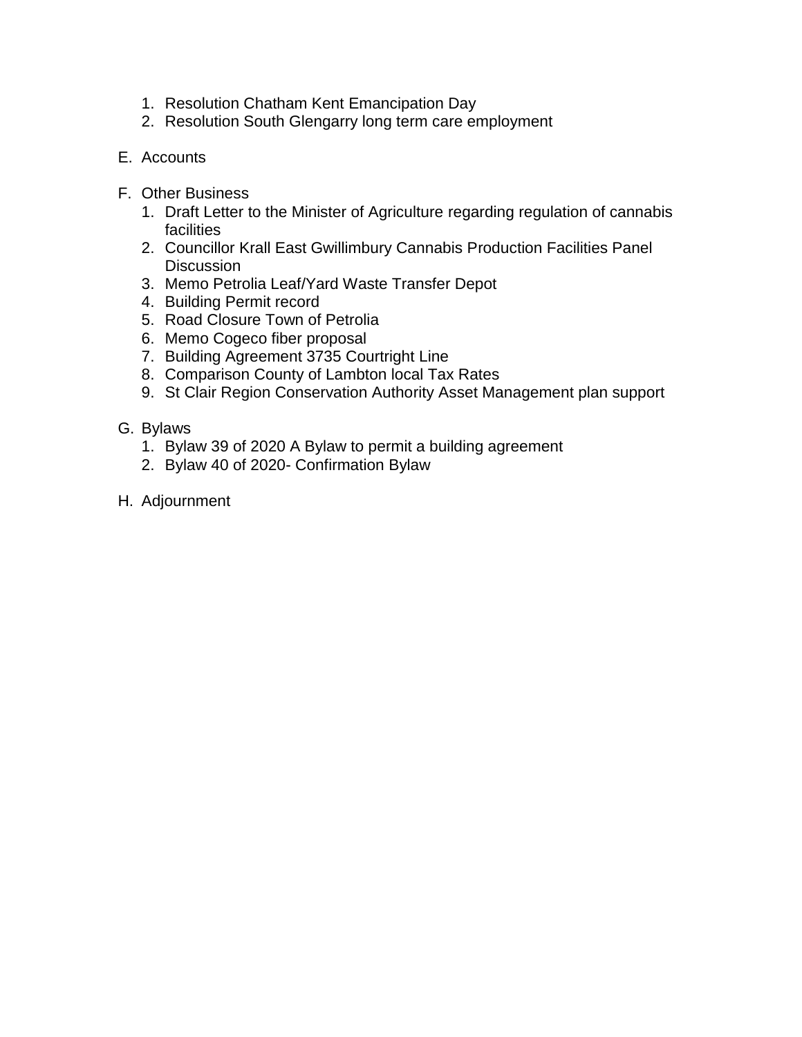1. Resolution Chatham Kent Emancipation Day
2. Resolution South Glengarry long term care employment

E. Accounts

F. Other Business
   1. Draft Letter to the Minister of Agriculture regarding regulation of cannabis facilities
   2. Councillor Krall East Gwillimbury Cannabis Production Facilities Panel Discussion
   3. Memo Petrolia Leaf/Yard Waste Transfer Depot
   4. Building Permit record
   5. Road Closure Town of Petrolia
   6. Memo Cogeco fiber proposal
   7. Building Agreement 3735 Courtright Line
   8. Comparison County of Lambton local Tax Rates
   9. St Clair Region Conservation Authority Asset Management plan support

G. Bylaws
   1. Bylaw 39 of 2020 A Bylaw to permit a building agreement
   2. Bylaw 40 of 2020- Confirmation Bylaw

H. Adjournment